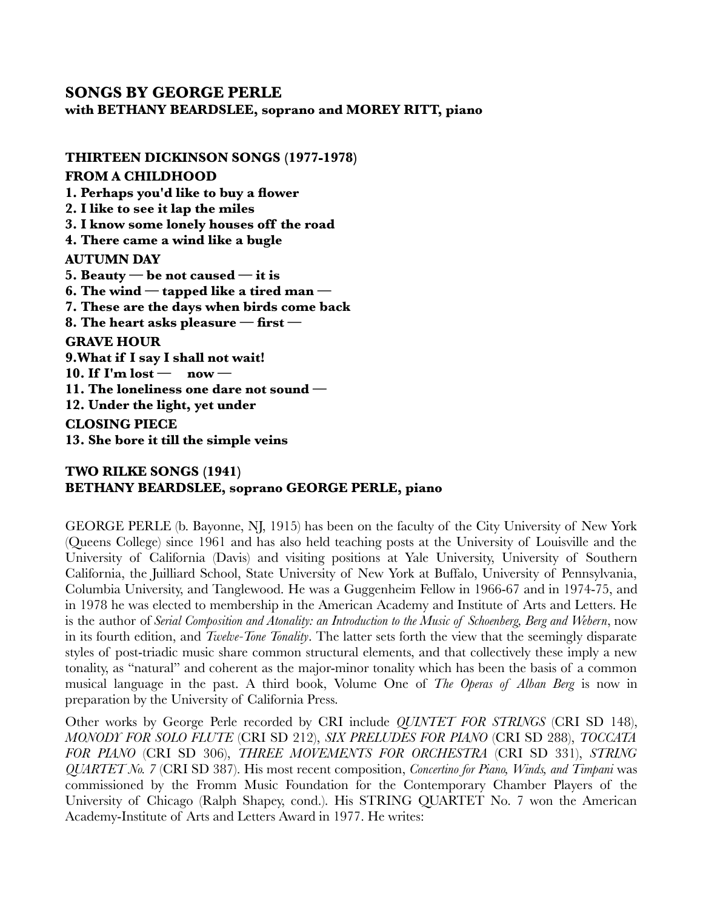## SONGS BY GEORGE PERLE
**with BETHANY BEARDSLEE, soprano and MOREY RITT, piano**

### THIRTEEN DICKINSON SONGS (1977-1978)

**FROM A CHILDHOOD**

**1. Perhaps you'd like to buy a flower**
**2. I like to see it lap the miles**
**3. I know some lonely houses off the road**
**4. There came a wind like a bugle**

**AUTUMN DAY**

**5. Beauty — be not caused — it is**
**6. The wind — tapped like a tired man —**
**7. These are the days when birds come back**
**8. The heart asks pleasure — first —**

**GRAVE HOUR**

**9.What if I say I shall not wait!**
**10. If I'm lost — now —**
**11. The loneliness one dare not sound —**
**12. Under the light, yet under**

**CLOSING PIECE**

**13. She bore it till the simple veins**

### TWO RILKE SONGS (1941)
**BETHANY BEARDSLEE, soprano GEORGE PERLE, piano**

GEORGE PERLE (b. Bayonne, NJ, 1915) has been on the faculty of the City University of New York (Queens College) since 1961 and has also held teaching posts at the University of Louisville and the University of California (Davis) and visiting positions at Yale University, University of Southern California, the Juilliard School, State University of New York at Buffalo, University of Pennsylvania, Columbia University, and Tanglewood. He was a Guggenheim Fellow in 1966-67 and in 1974-75, and in 1978 he was elected to membership in the American Academy and Institute of Arts and Letters. He is the author of *Serial Composition and Atonality: an Introduction to the Music of Schoenberg, Berg and Webern*, now in its fourth edition, and *Twelve-Tone Tonality*. The latter sets forth the view that the seemingly disparate styles of post-triadic music share common structural elements, and that collectively these imply a new tonality, as "natural" and coherent as the major-minor tonality which has been the basis of a common musical language in the past. A third book, Volume One of *The Operas of Alban Berg* is now in preparation by the University of California Press.

Other works by George Perle recorded by CRI include *QUINTET FOR STRINGS* (CRI SD 148), *MONODY FOR SOLO FLUTE* (CRI SD 212), *SIX PRELUDES FOR PIANO* (CRI SD 288), *TOCCATA FOR PIANO* (CRI SD 306), *THREE MOVEMENTS FOR ORCHESTRA* (CRI SD 331), *STRING QUARTET No. 7* (CRI SD 387). His most recent composition, *Concertino for Piano, Winds, and Timpani* was commissioned by the Fromm Music Foundation for the Contemporary Chamber Players of the University of Chicago (Ralph Shapey, cond.). His STRING QUARTET No. 7 won the American Academy-Institute of Arts and Letters Award in 1977. He writes: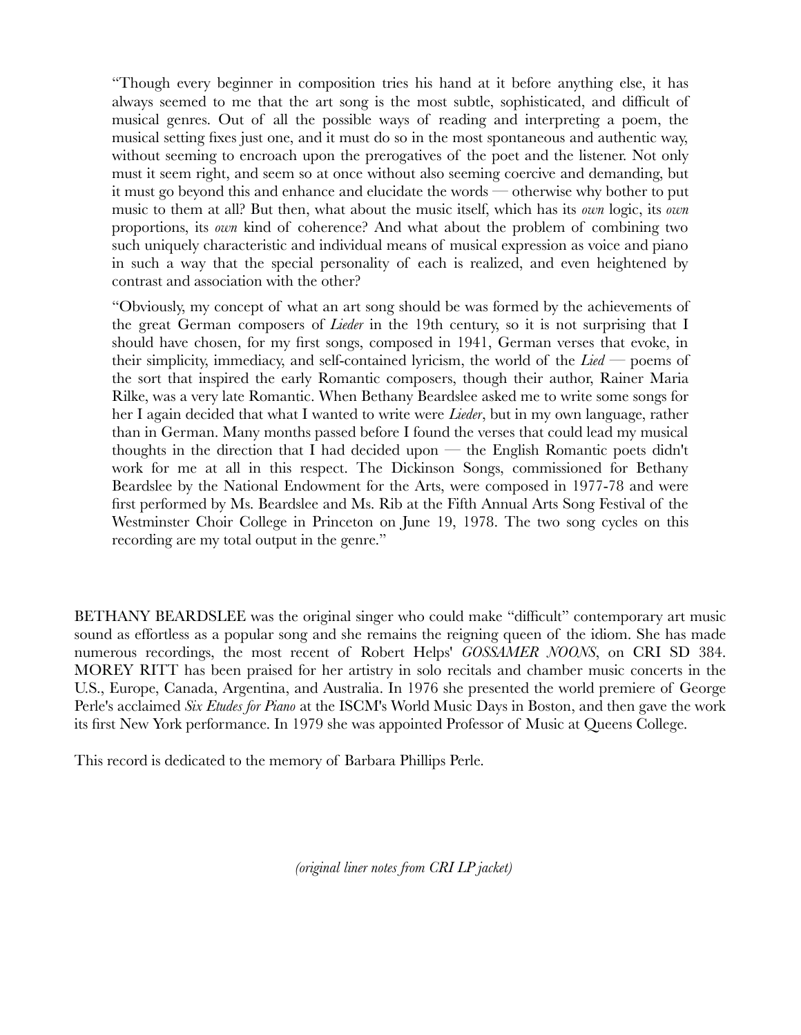> "Though every beginner in composition tries his hand at it before anything else, it has always seemed to me that the art song is the most subtle, sophisticated, and difficult of musical genres. Out of all the possible ways of reading and interpreting a poem, the musical setting fixes just one, and it must do so in the most spontaneous and authentic way, without seeming to encroach upon the prerogatives of the poet and the listener. Not only must it seem right, and seem so at once without also seeming coercive and demanding, but it must go beyond this and enhance and elucidate the words — otherwise why bother to put music to them at all? But then, what about the music itself, which has its *own* logic, its *own* proportions, its *own* kind of coherence? And what about the problem of combining two such uniquely characteristic and individual means of musical expression as voice and piano in such a way that the special personality of each is realized, and even heightened by contrast and association with the other?
>
> "Obviously, my concept of what an art song should be was formed by the achievements of the great German composers of *Lieder* in the 19th century, so it is not surprising that I should have chosen, for my first songs, composed in 1941, German verses that evoke, in their simplicity, immediacy, and self-contained lyricism, the world of the *Lied* — poems of the sort that inspired the early Romantic composers, though their author, Rainer Maria Rilke, was a very late Romantic. When Bethany Beardslee asked me to write some songs for her I again decided that what I wanted to write were *Lieder*, but in my own language, rather than in German. Many months passed before I found the verses that could lead my musical thoughts in the direction that I had decided upon — the English Romantic poets didn't work for me at all in this respect. The Dickinson Songs, commissioned for Bethany Beardslee by the National Endowment for the Arts, were composed in 1977-78 and were first performed by Ms. Beardslee and Ms. Rib at the Fifth Annual Arts Song Festival of the Westminster Choir College in Princeton on June 19, 1978. The two song cycles on this recording are my total output in the genre."

BETHANY BEARDSLEE was the original singer who could make "difficult" contemporary art music sound as effortless as a popular song and she remains the reigning queen of the idiom. She has made numerous recordings, the most recent of Robert Helps' *GOSSAMER NOONS*, on CRI SD 384. MOREY RITT has been praised for her artistry in solo recitals and chamber music concerts in the U.S., Europe, Canada, Argentina, and Australia. In 1976 she presented the world premiere of George Perle's acclaimed *Six Etudes for Piano* at the ISCM's World Music Days in Boston, and then gave the work its first New York performance. In 1979 she was appointed Professor of Music at Queens College.

This record is dedicated to the memory of Barbara Phillips Perle.

*(original liner notes from CRI LP jacket)*